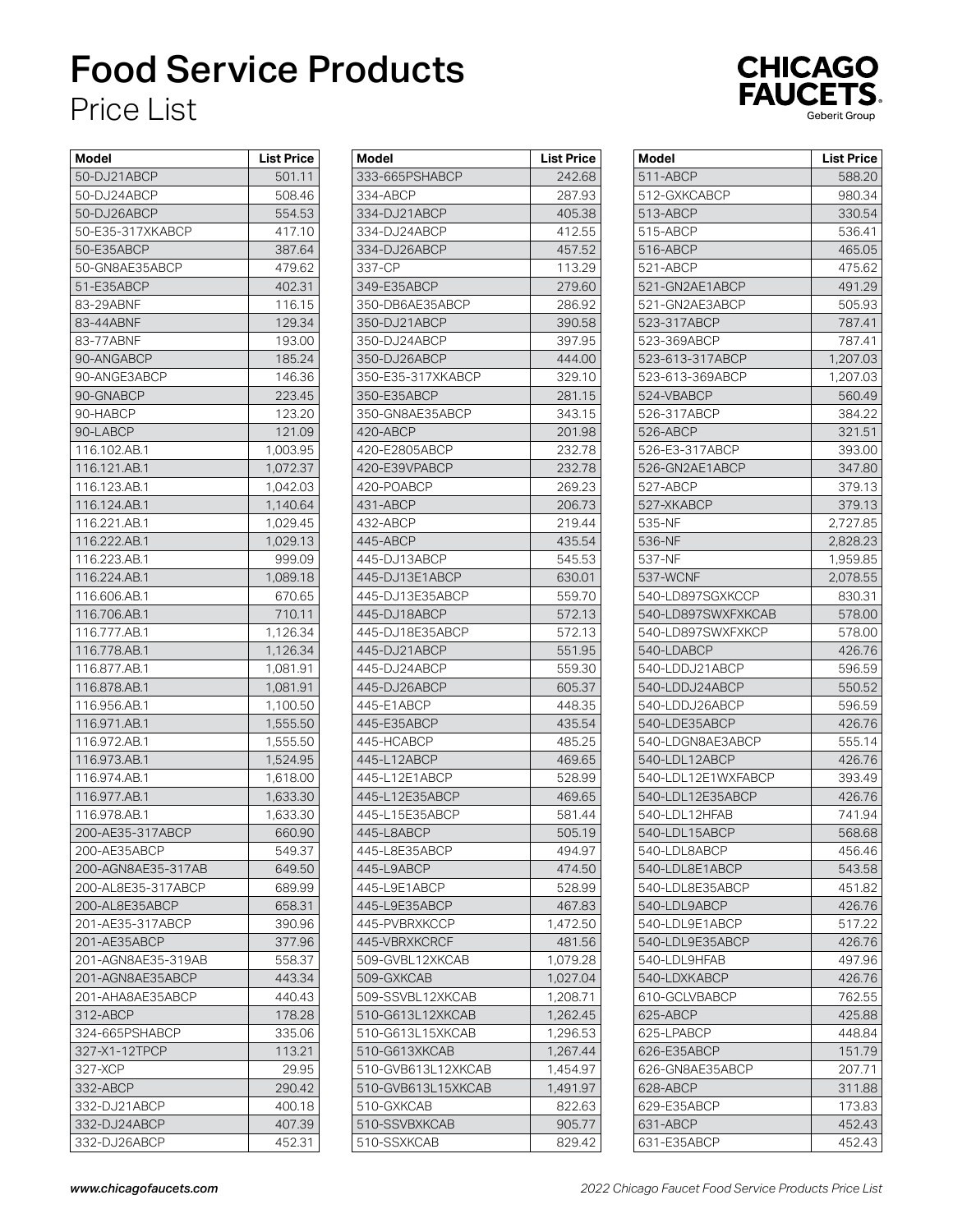# Food Service Products

## Price List

| Model | List Price |
|---|---|
| 50-DJ21ABCP | 501.11 |
| 50-DJ24ABCP | 508.46 |
| 50-DJ26ABCP | 554.53 |
| 50-E35-317XKABCP | 417.10 |
| 50-E35ABCP | 387.64 |
| 50-GN8AE35ABCP | 479.62 |
| 51-E35ABCP | 402.31 |
| 83-29ABNF | 116.15 |
| 83-44ABNF | 129.34 |
| 83-77ABNF | 193.00 |
| 90-ANGABCP | 185.24 |
| 90-ANGE3ABCP | 146.36 |
| 90-GNABCP | 223.45 |
| 90-HABCP | 123.20 |
| 90-LABCP | 121.09 |
| 116.102.AB.1 | 1,003.95 |
| 116.121.AB.1 | 1,072.37 |
| 116.123.AB.1 | 1,042.03 |
| 116.124.AB.1 | 1,140.64 |
| 116.221.AB.1 | 1,029.45 |
| 116.222.AB.1 | 1,029.13 |
| 116.223.AB.1 | 999.09 |
| 116.224.AB.1 | 1,089.18 |
| 116.606.AB.1 | 670.65 |
| 116.706.AB.1 | 710.11 |
| 116.777.AB.1 | 1,126.34 |
| 116.778.AB.1 | 1,126.34 |
| 116.877.AB.1 | 1,081.91 |
| 116.878.AB.1 | 1,081.91 |
| 116.956.AB.1 | 1,100.50 |
| 116.971.AB.1 | 1,555.50 |
| 116.972.AB.1 | 1,555.50 |
| 116.973.AB.1 | 1,524.95 |
| 116.974.AB.1 | 1,618.00 |
| 116.977.AB.1 | 1,633.30 |
| 116.978.AB.1 | 1,633.30 |
| 200-AE35-317ABCP | 660.90 |
| 200-AE35ABCP | 549.37 |
| 200-AGN8AE35-317AB | 649.50 |
| 200-AL8E35-317ABCP | 689.99 |
| 200-AL8E35ABCP | 658.31 |
| 201-AE35-317ABCP | 390.96 |
| 201-AE35ABCP | 377.96 |
| 201-AGN8AE35-319AB | 558.37 |
| 201-AGN8AE35ABCP | 443.34 |
| 201-AHA8AE35ABCP | 440.43 |
| 312-ABCP | 178.28 |
| 324-665PSHABCP | 335.06 |
| 327-X1-12TPCP | 113.21 |
| 327-XCP | 29.95 |
| 332-ABCP | 290.42 |
| 332-DJ21ABCP | 400.18 |
| 332-DJ24ABCP | 407.39 |
| 332-DJ26ABCP | 452.31 |
| 333-665PSHABCP | 242.68 |
| 334-ABCP | 287.93 |
| 334-DJ21ABCP | 405.38 |
| 334-DJ24ABCP | 412.55 |
| 334-DJ26ABCP | 457.52 |
| 337-CP | 113.29 |
| 349-E35ABCP | 279.60 |
| 350-DB6AE35ABCP | 286.92 |
| 350-DJ21ABCP | 390.58 |
| 350-DJ24ABCP | 397.95 |
| 350-DJ26ABCP | 444.00 |
| 350-E35-317XKABCP | 329.10 |
| 350-E35ABCP | 281.15 |
| 350-GN8AE35ABCP | 343.15 |
| 420-ABCP | 201.98 |
| 420-E2805ABCP | 232.78 |
| 420-E39VPABCP | 232.78 |
| 420-POABCP | 269.23 |
| 431-ABCP | 206.73 |
| 432-ABCP | 219.44 |
| 445-ABCP | 435.54 |
| 445-DJ13ABCP | 545.53 |
| 445-DJ13E1ABCP | 630.01 |
| 445-DJ13E35ABCP | 559.70 |
| 445-DJ18ABCP | 572.13 |
| 445-DJ18E35ABCP | 572.13 |
| 445-DJ21ABCP | 551.95 |
| 445-DJ24ABCP | 559.30 |
| 445-DJ26ABCP | 605.37 |
| 445-E1ABCP | 448.35 |
| 445-E35ABCP | 435.54 |
| 445-HCABCP | 485.25 |
| 445-L12ABCP | 469.65 |
| 445-L12E1ABCP | 528.99 |
| 445-L12E35ABCP | 469.65 |
| 445-L15E35ABCP | 581.44 |
| 445-L8ABCP | 505.19 |
| 445-L8E35ABCP | 494.97 |
| 445-L9ABCP | 474.50 |
| 445-L9E1ABCP | 528.99 |
| 445-L9E35ABCP | 467.83 |
| 445-PVBRXKCCP | 1,472.50 |
| 445-VBRXKCRCF | 481.56 |
| 509-GVBL12XKCAB | 1,079.28 |
| 509-GXKCAB | 1,027.04 |
| 509-SSVBL12XKCAB | 1,208.71 |
| 510-G613L12XKCAB | 1,262.45 |
| 510-G613L15XKCAB | 1,296.53 |
| 510-G613XKCAB | 1,267.44 |
| 510-GVB613L12XKCAB | 1,454.97 |
| 510-GVB613L15XKCAB | 1,491.97 |
| 510-GXKCAB | 822.63 |
| 510-SSVBXKCAB | 905.77 |
| 510-SSXKCAB | 829.42 |
| 511-ABCP | 588.20 |
| 512-GXKCABCP | 980.34 |
| 513-ABCP | 330.54 |
| 515-ABCP | 536.41 |
| 516-ABCP | 465.05 |
| 521-ABCP | 475.62 |
| 521-GN2AE1ABCP | 491.29 |
| 521-GN2AE3ABCP | 505.93 |
| 523-317ABCP | 787.41 |
| 523-369ABCP | 787.41 |
| 523-613-317ABCP | 1,207.03 |
| 523-613-369ABCP | 1,207.03 |
| 524-VBABCP | 560.49 |
| 526-317ABCP | 384.22 |
| 526-ABCP | 321.51 |
| 526-E3-317ABCP | 393.00 |
| 526-GN2AE1ABCP | 347.80 |
| 527-ABCP | 379.13 |
| 527-XKABCP | 379.13 |
| 535-NF | 2,727.85 |
| 536-NF | 2,828.23 |
| 537-NF | 1,959.85 |
| 537-WCNF | 2,078.55 |
| 540-LD897SGXKCCP | 830.31 |
| 540-LD897SWXFXKCAB | 578.00 |
| 540-LD897SWXFXKCP | 578.00 |
| 540-LDABCP | 426.76 |
| 540-LDDJ21ABCP | 596.59 |
| 540-LDDJ24ABCP | 550.52 |
| 540-LDDJ26ABCP | 596.59 |
| 540-LDE35ABCP | 426.76 |
| 540-LDGN8AE3ABCP | 555.14 |
| 540-LDL12ABCP | 426.76 |
| 540-LDL12E1WXFABCP | 393.49 |
| 540-LDL12E35ABCP | 426.76 |
| 540-LDL12HFAB | 741.94 |
| 540-LDL15ABCP | 568.68 |
| 540-LDL8ABCP | 456.46 |
| 540-LDL8E1ABCP | 543.58 |
| 540-LDL8E35ABCP | 451.82 |
| 540-LDL9ABCP | 426.76 |
| 540-LDL9E1ABCP | 517.22 |
| 540-LDL9E35ABCP | 426.76 |
| 540-LDL9HFAB | 497.96 |
| 540-LDXKABCP | 426.76 |
| 610-GCLVBABCP | 762.55 |
| 625-ABCP | 425.88 |
| 625-LPABCP | 448.84 |
| 626-E35ABCP | 151.79 |
| 626-GN8AE35ABCP | 207.71 |
| 628-ABCP | 311.88 |
| 629-E35ABCP | 173.83 |
| 631-ABCP | 452.43 |
| 631-E35ABCP | 452.43 |

*www.chicagofaucets.com*

*2022 Chicago Faucet Food Service Products Price List*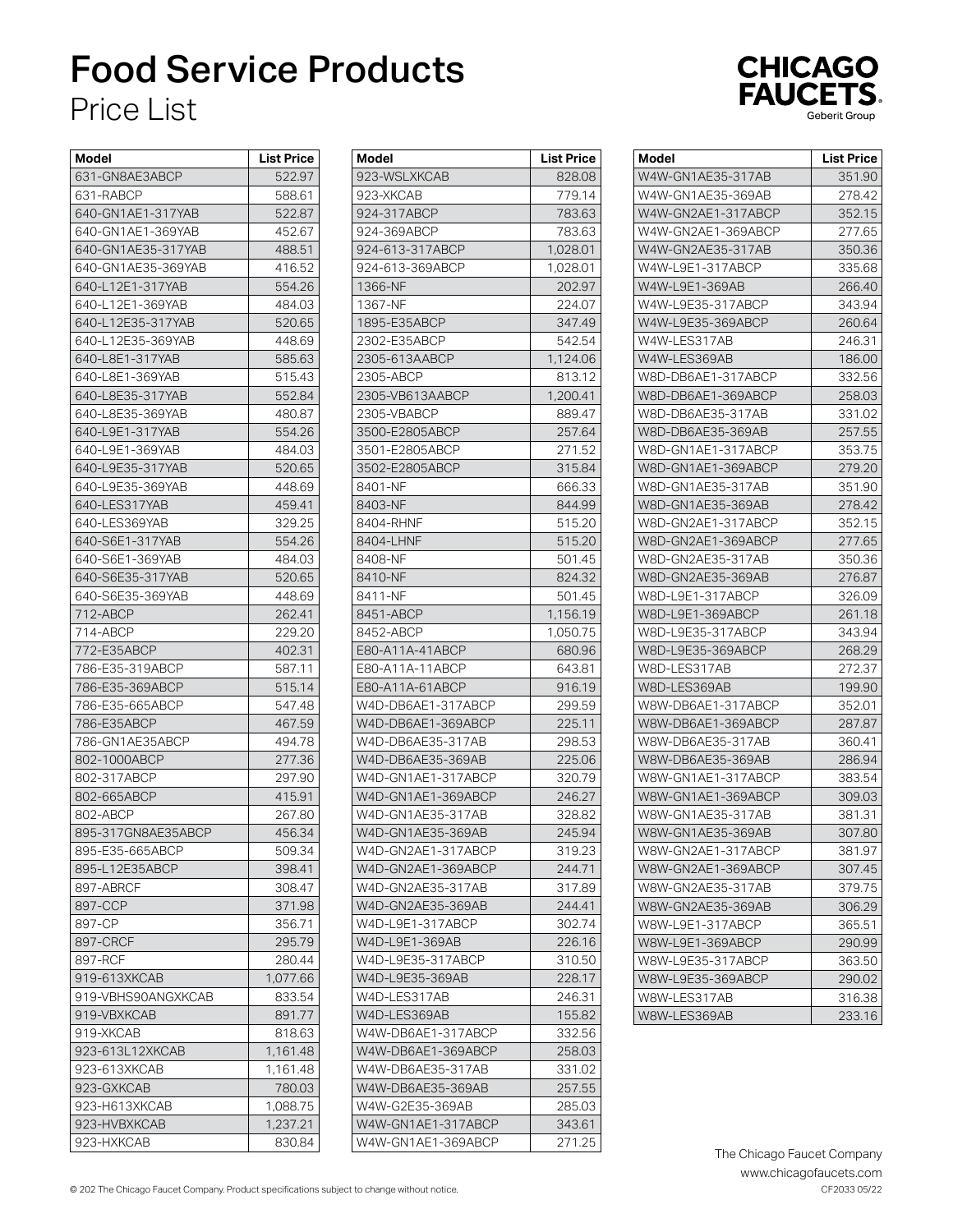# Food Service Products

Price List

CHICAGO FAUCETS
Geberit Group

| Model | List Price |
|---|---|
| 631-GN8AE3ABCP | 522.97 |
| 631-RABCP | 588.61 |
| 640-GN1AE1-317YAB | 522.87 |
| 640-GN1AE1-369YAB | 452.67 |
| 640-GN1AE35-317YAB | 488.51 |
| 640-GN1AE35-369YAB | 416.52 |
| 640-L12E1-317YAB | 554.26 |
| 640-L12E1-369YAB | 484.03 |
| 640-L12E35-317YAB | 520.65 |
| 640-L12E35-369YAB | 448.69 |
| 640-L8E1-317YAB | 585.63 |
| 640-L8E1-369YAB | 515.43 |
| 640-L8E35-317YAB | 552.84 |
| 640-L8E35-369YAB | 480.87 |
| 640-L9E1-317YAB | 554.26 |
| 640-L9E1-369YAB | 484.03 |
| 640-L9E35-317YAB | 520.65 |
| 640-L9E35-369YAB | 448.69 |
| 640-LES317YAB | 459.41 |
| 640-LES369YAB | 329.25 |
| 640-S6E1-317YAB | 554.26 |
| 640-S6E1-369YAB | 484.03 |
| 640-S6E35-317YAB | 520.65 |
| 640-S6E35-369YAB | 448.69 |
| 712-ABCP | 262.41 |
| 714-ABCP | 229.20 |
| 772-E35ABCP | 402.31 |
| 786-E35-319ABCP | 587.11 |
| 786-E35-369ABCP | 515.14 |
| 786-E35-665ABCP | 547.48 |
| 786-E35ABCP | 467.59 |
| 786-GN1AE35ABCP | 494.78 |
| 802-1000ABCP | 277.36 |
| 802-317ABCP | 297.90 |
| 802-665ABCP | 415.91 |
| 802-ABCP | 267.80 |
| 895-317GN8AE35ABCP | 456.34 |
| 895-E35-665ABCP | 509.34 |
| 895-L12E35ABCP | 398.41 |
| 897-ABRCF | 308.47 |
| 897-CCP | 371.98 |
| 897-CP | 356.71 |
| 897-CRCF | 295.79 |
| 897-RCF | 280.44 |
| 919-613XKCAB | 1,077.66 |
| 919-VBHS90ANGXKCAB | 833.54 |
| 919-VBXKCAB | 891.77 |
| 919-XKCAB | 818.63 |
| 923-613L12XKCAB | 1,161.48 |
| 923-613XKCAB | 1,161.48 |
| 923-GXKCAB | 780.03 |
| 923-H613XKCAB | 1,088.75 |
| 923-HVBXKCAB | 1,237.21 |
| 923-HXKCAB | 830.84 |

| Model | List Price |
|---|---|
| 923-WSLXKCAB | 828.08 |
| 923-XKCAB | 779.14 |
| 924-317ABCP | 783.63 |
| 924-369ABCP | 783.63 |
| 924-613-317ABCP | 1,028.01 |
| 924-613-369ABCP | 1,028.01 |
| 1366-NF | 202.97 |
| 1367-NF | 224.07 |
| 1895-E35ABCP | 347.49 |
| 2302-E35ABCP | 542.54 |
| 2305-613AABCP | 1,124.06 |
| 2305-ABCP | 813.12 |
| 2305-VB613AABCP | 1,200.41 |
| 2305-VBABCP | 889.47 |
| 3500-E2805ABCP | 257.64 |
| 3501-E2805ABCP | 271.52 |
| 3502-E2805ABCP | 315.84 |
| 8401-NF | 666.33 |
| 8403-NF | 844.99 |
| 8404-RHNF | 515.20 |
| 8404-LHNF | 515.20 |
| 8408-NF | 501.45 |
| 8410-NF | 824.32 |
| 8411-NF | 501.45 |
| 8451-ABCP | 1,156.19 |
| 8452-ABCP | 1,050.75 |
| E80-A11A-41ABCP | 680.96 |
| E80-A11A-11ABCP | 643.81 |
| E80-A11A-61ABCP | 916.19 |
| W4D-DB6AE1-317ABCP | 299.59 |
| W4D-DB6AE1-369ABCP | 225.11 |
| W4D-DB6AE35-317AB | 298.53 |
| W4D-DB6AE35-369AB | 225.06 |
| W4D-GN1AE1-317ABCP | 320.79 |
| W4D-GN1AE1-369ABCP | 246.27 |
| W4D-GN1AE35-317AB | 328.82 |
| W4D-GN1AE35-369AB | 245.94 |
| W4D-GN2AE1-317ABCP | 319.23 |
| W4D-GN2AE1-369ABCP | 244.71 |
| W4D-GN2AE35-317AB | 317.89 |
| W4D-GN2AE35-369AB | 244.41 |
| W4D-L9E1-317ABCP | 302.74 |
| W4D-L9E1-369AB | 226.16 |
| W4D-L9E35-317ABCP | 310.50 |
| W4D-L9E35-369AB | 228.17 |
| W4D-LES317AB | 246.31 |
| W4D-LES369AB | 155.82 |
| W4W-DB6AE1-317ABCP | 332.56 |
| W4W-DB6AE1-369ABCP | 258.03 |
| W4W-DB6AE35-317AB | 331.02 |
| W4W-DB6AE35-369AB | 257.55 |
| W4W-G2E35-369AB | 285.03 |
| W4W-GN1AE1-317ABCP | 343.61 |
| W4W-GN1AE1-369ABCP | 271.25 |

| Model | List Price |
|---|---|
| W4W-GN1AE35-317AB | 351.90 |
| W4W-GN1AE35-369AB | 278.42 |
| W4W-GN2AE1-317ABCP | 352.15 |
| W4W-GN2AE1-369ABCP | 277.65 |
| W4W-GN2AE35-317AB | 350.36 |
| W4W-L9E1-317ABCP | 335.68 |
| W4W-L9E1-369AB | 266.40 |
| W4W-L9E35-317ABCP | 343.94 |
| W4W-L9E35-369ABCP | 260.64 |
| W4W-LES317AB | 246.31 |
| W4W-LES369AB | 186.00 |
| W8D-DB6AE1-317ABCP | 332.56 |
| W8D-DB6AE1-369ABCP | 258.03 |
| W8D-DB6AE35-317AB | 331.02 |
| W8D-DB6AE35-369AB | 257.55 |
| W8D-GN1AE1-317ABCP | 353.75 |
| W8D-GN1AE1-369ABCP | 279.20 |
| W8D-GN1AE35-317AB | 351.90 |
| W8D-GN1AE35-369AB | 278.42 |
| W8D-GN2AE1-317ABCP | 352.15 |
| W8D-GN2AE1-369ABCP | 277.65 |
| W8D-GN2AE35-317AB | 350.36 |
| W8D-GN2AE35-369AB | 276.87 |
| W8D-L9E1-317ABCP | 326.09 |
| W8D-L9E1-369ABCP | 261.18 |
| W8D-L9E35-317ABCP | 343.94 |
| W8D-L9E35-369ABCP | 268.29 |
| W8D-LES317AB | 272.37 |
| W8D-LES369AB | 199.90 |
| W8W-DB6AE1-317ABCP | 352.01 |
| W8W-DB6AE1-369ABCP | 287.87 |
| W8W-DB6AE35-317AB | 360.41 |
| W8W-DB6AE35-369AB | 286.94 |
| W8W-GN1AE1-317ABCP | 383.54 |
| W8W-GN1AE1-369ABCP | 309.03 |
| W8W-GN1AE35-317AB | 381.31 |
| W8W-GN1AE35-369AB | 307.80 |
| W8W-GN2AE1-317ABCP | 381.97 |
| W8W-GN2AE1-369ABCP | 307.45 |
| W8W-GN2AE35-317AB | 379.75 |
| W8W-GN2AE35-369AB | 306.29 |
| W8W-L9E1-317ABCP | 365.51 |
| W8W-L9E1-369ABCP | 290.99 |
| W8W-L9E35-317ABCP | 363.50 |
| W8W-L9E35-369ABCP | 290.02 |
| W8W-LES317AB | 316.38 |
| W8W-LES369AB | 233.16 |

The Chicago Faucet Company
www.chicagofaucets.com

© 202 The Chicago Faucet Company. Product specifications subject to change without notice.

CF2033 05/22